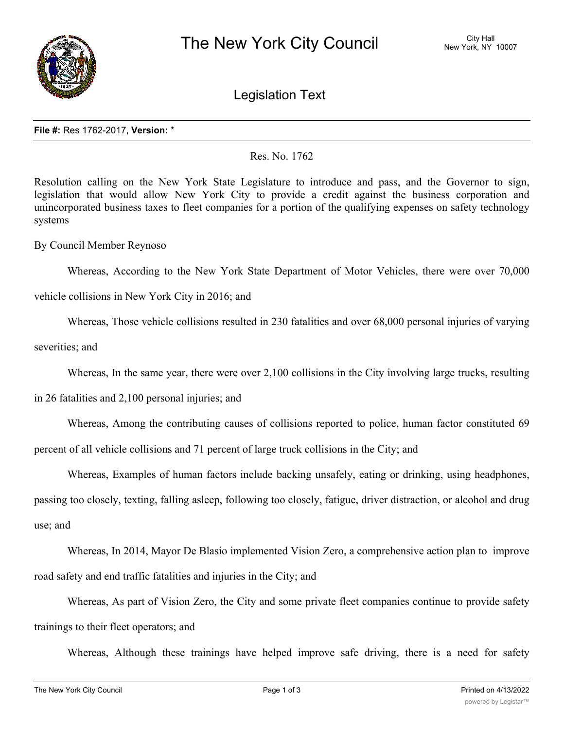# The New York City Council

City Hall
New York, NY 10007

## Legislation Text

**File #:** Res 1762-2017, **Version:** *

Res. No. 1762

Resolution calling on the New York State Legislature to introduce and pass, and the Governor to sign, legislation that would allow New York City to provide a credit against the business corporation and unincorporated business taxes to fleet companies for a portion of the qualifying expenses on safety technology systems

By Council Member Reynoso

Whereas, According to the New York State Department of Motor Vehicles, there were over 70,000 vehicle collisions in New York City in 2016; and

Whereas, Those vehicle collisions resulted in 230 fatalities and over 68,000 personal injuries of varying severities; and

Whereas, In the same year, there were over 2,100 collisions in the City involving large trucks, resulting in 26 fatalities and 2,100 personal injuries; and

Whereas, Among the contributing causes of collisions reported to police, human factor constituted 69 percent of all vehicle collisions and 71 percent of large truck collisions in the City; and

Whereas, Examples of human factors include backing unsafely, eating or drinking, using headphones, passing too closely, texting, falling asleep, following too closely, fatigue, driver distraction, or alcohol and drug use; and

Whereas, In 2014, Mayor De Blasio implemented Vision Zero, a comprehensive action plan to improve road safety and end traffic fatalities and injuries in the City; and

Whereas, As part of Vision Zero, the City and some private fleet companies continue to provide safety trainings to their fleet operators; and

Whereas, Although these trainings have helped improve safe driving, there is a need for safety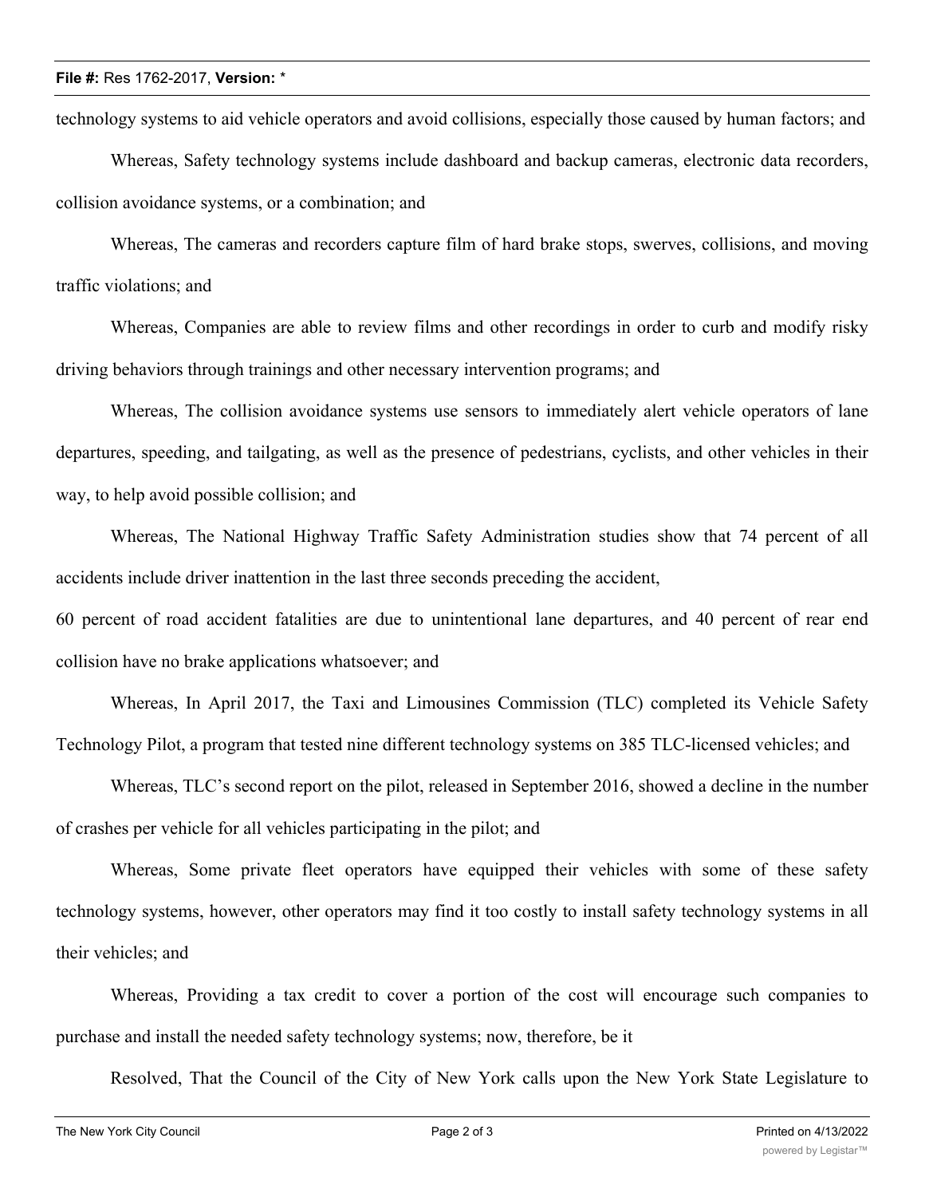technology systems to aid vehicle operators and avoid collisions, especially those caused by human factors; and

Whereas, Safety technology systems include dashboard and backup cameras, electronic data recorders, collision avoidance systems, or a combination; and

Whereas, The cameras and recorders capture film of hard brake stops, swerves, collisions, and moving traffic violations; and

Whereas, Companies are able to review films and other recordings in order to curb and modify risky driving behaviors through trainings and other necessary intervention programs; and

Whereas, The collision avoidance systems use sensors to immediately alert vehicle operators of lane departures, speeding, and tailgating, as well as the presence of pedestrians, cyclists, and other vehicles in their way, to help avoid possible collision; and

Whereas, The National Highway Traffic Safety Administration studies show that 74 percent of all accidents include driver inattention in the last three seconds preceding the accident,

60 percent of road accident fatalities are due to unintentional lane departures, and 40 percent of rear end collision have no brake applications whatsoever; and

Whereas, In April 2017, the Taxi and Limousines Commission (TLC) completed its Vehicle Safety Technology Pilot, a program that tested nine different technology systems on 385 TLC-licensed vehicles; and

Whereas, TLC's second report on the pilot, released in September 2016, showed a decline in the number of crashes per vehicle for all vehicles participating in the pilot; and

Whereas, Some private fleet operators have equipped their vehicles with some of these safety technology systems, however, other operators may find it too costly to install safety technology systems in all their vehicles; and

Whereas, Providing a tax credit to cover a portion of the cost will encourage such companies to purchase and install the needed safety technology systems; now, therefore, be it

Resolved, That the Council of the City of New York calls upon the New York State Legislature to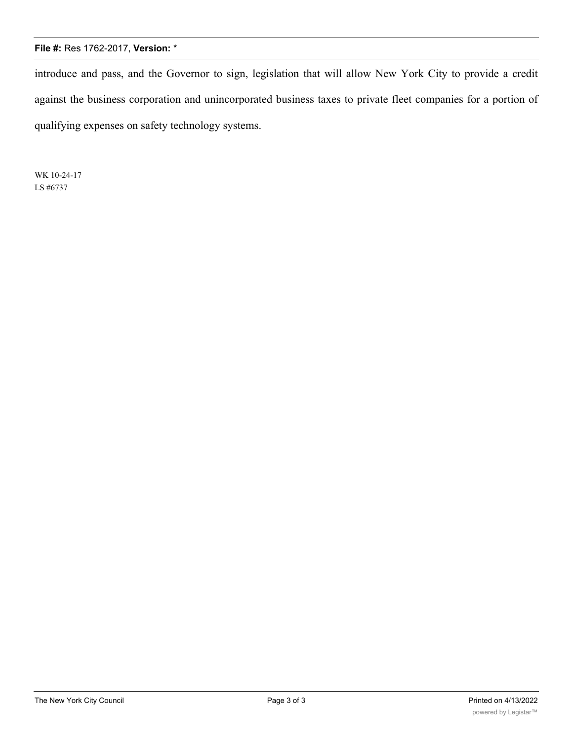introduce and pass, and the Governor to sign, legislation that will allow New York City to provide a credit against the business corporation and unincorporated business taxes to private fleet companies for a portion of qualifying expenses on safety technology systems.

WK 10-24-17
LS #6737